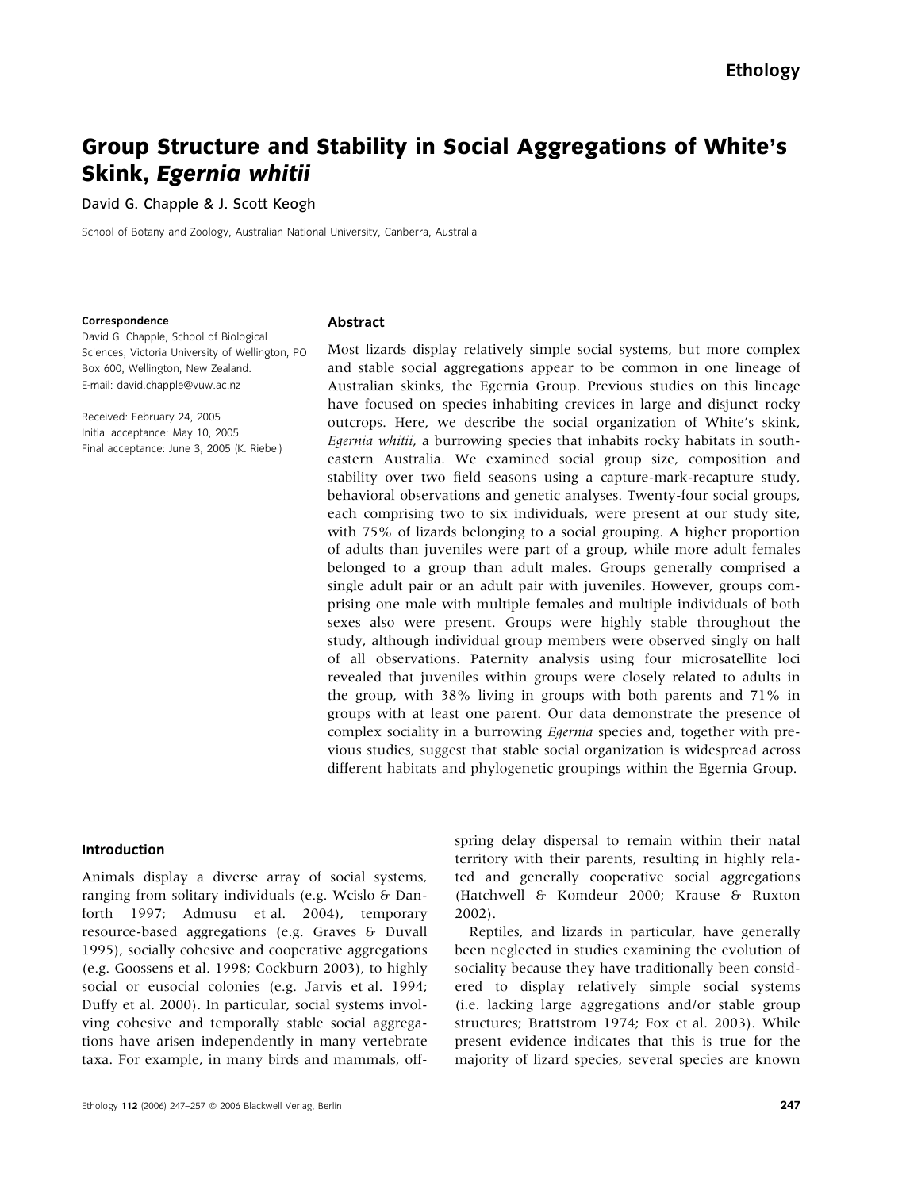Ethology

# Group Structure and Stability in Social Aggregations of White's Skink, *Egernia whitii*

David G. Chapple & J. Scott Keogh

School of Botany and Zoology, Australian National University, Canberra, Australia

**Correspondence**
David G. Chapple, School of Biological Sciences, Victoria University of Wellington, PO Box 600, Wellington, New Zealand.
E-mail: david.chapple@vuw.ac.nz

Received: February 24, 2005
Initial acceptance: May 10, 2005
Final acceptance: June 3, 2005 (K. Riebel)

## Abstract

Most lizards display relatively simple social systems, but more complex and stable social aggregations appear to be common in one lineage of Australian skinks, the Egernia Group. Previous studies on this lineage have focused on species inhabiting crevices in large and disjunct rocky outcrops. Here, we describe the social organization of White's skink, *Egernia whitii*, a burrowing species that inhabits rocky habitats in south-eastern Australia. We examined social group size, composition and stability over two field seasons using a capture-mark-recapture study, behavioral observations and genetic analyses. Twenty-four social groups, each comprising two to six individuals, were present at our study site, with 75% of lizards belonging to a social grouping. A higher proportion of adults than juveniles were part of a group, while more adult females belonged to a group than adult males. Groups generally comprised a single adult pair or an adult pair with juveniles. However, groups comprising one male with multiple females and multiple individuals of both sexes also were present. Groups were highly stable throughout the study, although individual group members were observed singly on half of all observations. Paternity analysis using four microsatellite loci revealed that juveniles within groups were closely related to adults in the group, with 38% living in groups with both parents and 71% in groups with at least one parent. Our data demonstrate the presence of complex sociality in a burrowing *Egernia* species and, together with previous studies, suggest that stable social organization is widespread across different habitats and phylogenetic groupings within the Egernia Group.

## Introduction

Animals display a diverse array of social systems, ranging from solitary individuals (e.g. Wcislo & Danforth 1997; Admusu et al. 2004), temporary resource-based aggregations (e.g. Graves & Duvall 1995), socially cohesive and cooperative aggregations (e.g. Goossens et al. 1998; Cockburn 2003), to highly social or eusocial colonies (e.g. Jarvis et al. 1994; Duffy et al. 2000). In particular, social systems involving cohesive and temporally stable social aggregations have arisen independently in many vertebrate taxa. For example, in many birds and mammals, offspring delay dispersal to remain within their natal territory with their parents, resulting in highly related and generally cooperative social aggregations (Hatchwell & Komdeur 2000; Krause & Ruxton 2002).

Reptiles, and lizards in particular, have generally been neglected in studies examining the evolution of sociality because they have traditionally been considered to display relatively simple social systems (i.e. lacking large aggregations and/or stable group structures; Brattstrom 1974; Fox et al. 2003). While present evidence indicates that this is true for the majority of lizard species, several species are known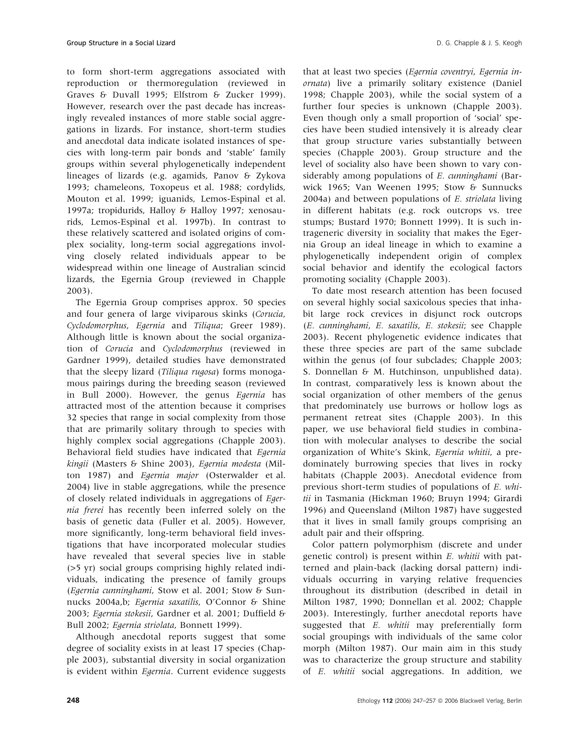to form short-term aggregations associated with reproduction or thermoregulation (reviewed in Graves & Duvall 1995; Elfstrom & Zucker 1999). However, research over the past decade has increasingly revealed instances of more stable social aggregations in lizards. For instance, short-term studies and anecdotal data indicate isolated instances of species with long-term pair bonds and 'stable' family groups within several phylogenetically independent lineages of lizards (e.g. agamids, Panov & Zykova 1993; chameleons, Toxopeus et al. 1988; cordylids, Mouton et al. 1999; iguanids, Lemos-Espinal et al. 1997a; tropidurids, Halloy & Halloy 1997; xenosaurids, Lemos-Espinal et al. 1997b). In contrast to these relatively scattered and isolated origins of complex sociality, long-term social aggregations involving closely related individuals appear to be widespread within one lineage of Australian scincid lizards, the Egernia Group (reviewed in Chapple 2003).

The Egernia Group comprises approx. 50 species and four genera of large viviparous skinks (*Corucia*, *Cyclodomorphus*, *Egernia* and *Tiliqua*; Greer 1989). Although little is known about the social organization of *Corucia* and *Cyclodomorphus* (reviewed in Gardner 1999), detailed studies have demonstrated that the sleepy lizard (*Tiliqua rugosa*) forms monogamous pairings during the breeding season (reviewed in Bull 2000). However, the genus *Egernia* has attracted most of the attention because it comprises 32 species that range in social complexity from those that are primarily solitary through to species with highly complex social aggregations (Chapple 2003). Behavioral field studies have indicated that *Egernia kingii* (Masters & Shine 2003), *Egernia modesta* (Milton 1987) and *Egernia major* (Osterwalder et al. 2004) live in stable aggregations, while the presence of closely related individuals in aggregations of *Egernia frerei* has recently been inferred solely on the basis of genetic data (Fuller et al. 2005). However, more significantly, long-term behavioral field investigations that have incorporated molecular studies have revealed that several species live in stable (>5 yr) social groups comprising highly related individuals, indicating the presence of family groups (*Egernia cunninghami*, Stow et al. 2001; Stow & Sunnucks 2004a,b; *Egernia saxatilis*, O'Connor & Shine 2003; *Egernia stokesii*, Gardner et al. 2001; Duffield & Bull 2002; *Egernia striolata*, Bonnett 1999).

Although anecdotal reports suggest that some degree of sociality exists in at least 17 species (Chapple 2003), substantial diversity in social organization is evident within *Egernia*. Current evidence suggests that at least two species (*Egernia coventryi*, *Egernia inornata*) live a primarily solitary existence (Daniel 1998; Chapple 2003), while the social system of a further four species is unknown (Chapple 2003). Even though only a small proportion of 'social' species have been studied intensively it is already clear that group structure varies substantially between species (Chapple 2003). Group structure and the level of sociality also have been shown to vary considerably among populations of *E. cunninghami* (Barwick 1965; Van Weenen 1995; Stow & Sunnucks 2004a) and between populations of *E. striolata* living in different habitats (e.g. rock outcrops vs. tree stumps; Bustard 1970; Bonnett 1999). It is such intrageneric diversity in sociality that makes the Egernia Group an ideal lineage in which to examine a phylogenetically independent origin of complex social behavior and identify the ecological factors promoting sociality (Chapple 2003).

To date most research attention has been focused on several highly social saxicolous species that inhabit large rock crevices in disjunct rock outcrops (*E. cunninghami*, *E. saxatilis*, *E. stokesii*; see Chapple 2003). Recent phylogenetic evidence indicates that these three species are part of the same subclade within the genus (of four subclades; Chapple 2003; S. Donnellan & M. Hutchinson, unpublished data). In contrast, comparatively less is known about the social organization of other members of the genus that predominately use burrows or hollow logs as permanent retreat sites (Chapple 2003). In this paper, we use behavioral field studies in combination with molecular analyses to describe the social organization of White's Skink, *Egernia whitii*, a predominately burrowing species that lives in rocky habitats (Chapple 2003). Anecdotal evidence from previous short-term studies of populations of *E. whitii* in Tasmania (Hickman 1960; Bruyn 1994; Girardi 1996) and Queensland (Milton 1987) have suggested that it lives in small family groups comprising an adult pair and their offspring.

Color pattern polymorphism (discrete and under genetic control) is present within *E. whitii* with patterned and plain-back (lacking dorsal pattern) individuals occurring in varying relative frequencies throughout its distribution (described in detail in Milton 1987, 1990; Donnellan et al. 2002; Chapple 2003). Interestingly, further anecdotal reports have suggested that *E. whitii* may preferentially form social groupings with individuals of the same color morph (Milton 1987). Our main aim in this study was to characterize the group structure and stability of *E. whitii* social aggregations. In addition, we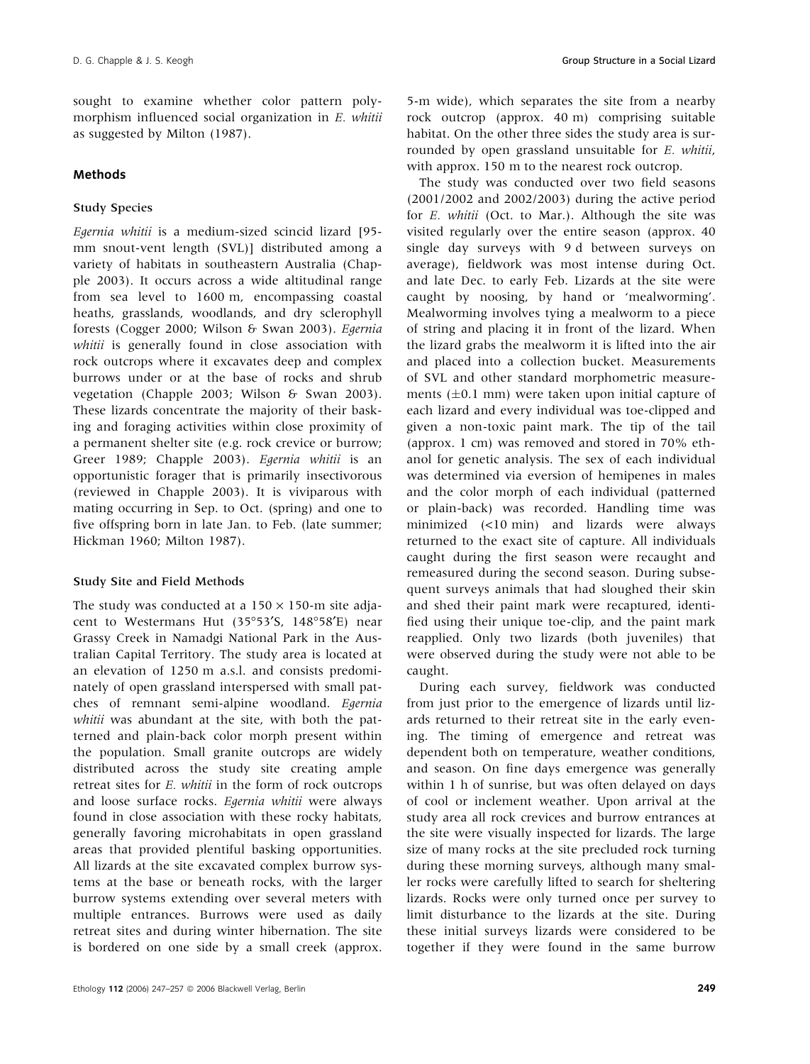sought to examine whether color pattern polymorphism influenced social organization in *E. whitii* as suggested by Milton (1987).

## Methods

### Study Species

*Egernia whitii* is a medium-sized scincid lizard [95-mm snout-vent length (SVL)] distributed among a variety of habitats in southeastern Australia (Chapple 2003). It occurs across a wide altitudinal range from sea level to 1600 m, encompassing coastal heaths, grasslands, woodlands, and dry sclerophyll forests (Cogger 2000; Wilson & Swan 2003). *Egernia whitii* is generally found in close association with rock outcrops where it excavates deep and complex burrows under or at the base of rocks and shrub vegetation (Chapple 2003; Wilson & Swan 2003). These lizards concentrate the majority of their basking and foraging activities within close proximity of a permanent shelter site (e.g. rock crevice or burrow; Greer 1989; Chapple 2003). *Egernia whitii* is an opportunistic forager that is primarily insectivorous (reviewed in Chapple 2003). It is viviparous with mating occurring in Sep. to Oct. (spring) and one to five offspring born in late Jan. to Feb. (late summer; Hickman 1960; Milton 1987).

### Study Site and Field Methods

The study was conducted at a 150 × 150-m site adjacent to Westermans Hut (35°53′S, 148°58′E) near Grassy Creek in Namadgi National Park in the Australian Capital Territory. The study area is located at an elevation of 1250 m a.s.l. and consists predominately of open grassland interspersed with small patches of remnant semi-alpine woodland. *Egernia whitii* was abundant at the site, with both the patterned and plain-back color morph present within the population. Small granite outcrops are widely distributed across the study site creating ample retreat sites for *E. whitii* in the form of rock outcrops and loose surface rocks. *Egernia whitii* were always found in close association with these rocky habitats, generally favoring microhabitats in open grassland areas that provided plentiful basking opportunities. All lizards at the site excavated complex burrow systems at the base or beneath rocks, with the larger burrow systems extending over several meters with multiple entrances. Burrows were used as daily retreat sites and during winter hibernation. The site is bordered on one side by a small creek (approx. 5-m wide), which separates the site from a nearby rock outcrop (approx. 40 m) comprising suitable habitat. On the other three sides the study area is surrounded by open grassland unsuitable for *E. whitii*, with approx. 150 m to the nearest rock outcrop.

The study was conducted over two field seasons (2001/2002 and 2002/2003) during the active period for *E. whitii* (Oct. to Mar.). Although the site was visited regularly over the entire season (approx. 40 single day surveys with 9 d between surveys on average), fieldwork was most intense during Oct. and late Dec. to early Feb. Lizards at the site were caught by noosing, by hand or 'mealworming'. Mealworming involves tying a mealworm to a piece of string and placing it in front of the lizard. When the lizard grabs the mealworm it is lifted into the air and placed into a collection bucket. Measurements of SVL and other standard morphometric measurements (±0.1 mm) were taken upon initial capture of each lizard and every individual was toe-clipped and given a non-toxic paint mark. The tip of the tail (approx. 1 cm) was removed and stored in 70% ethanol for genetic analysis. The sex of each individual was determined via eversion of hemipenes in males and the color morph of each individual (patterned or plain-back) was recorded. Handling time was minimized (<10 min) and lizards were always returned to the exact site of capture. All individuals caught during the first season were recaught and remeasured during the second season. During subsequent surveys animals that had sloughed their skin and shed their paint mark were recaptured, identified using their unique toe-clip, and the paint mark reapplied. Only two lizards (both juveniles) that were observed during the study were not able to be caught.

During each survey, fieldwork was conducted from just prior to the emergence of lizards until lizards returned to their retreat site in the early evening. The timing of emergence and retreat was dependent both on temperature, weather conditions, and season. On fine days emergence was generally within 1 h of sunrise, but was often delayed on days of cool or inclement weather. Upon arrival at the study area all rock crevices and burrow entrances at the site were visually inspected for lizards. The large size of many rocks at the site precluded rock turning during these morning surveys, although many smaller rocks were carefully lifted to search for sheltering lizards. Rocks were only turned once per survey to limit disturbance to the lizards at the site. During these initial surveys lizards were considered to be together if they were found in the same burrow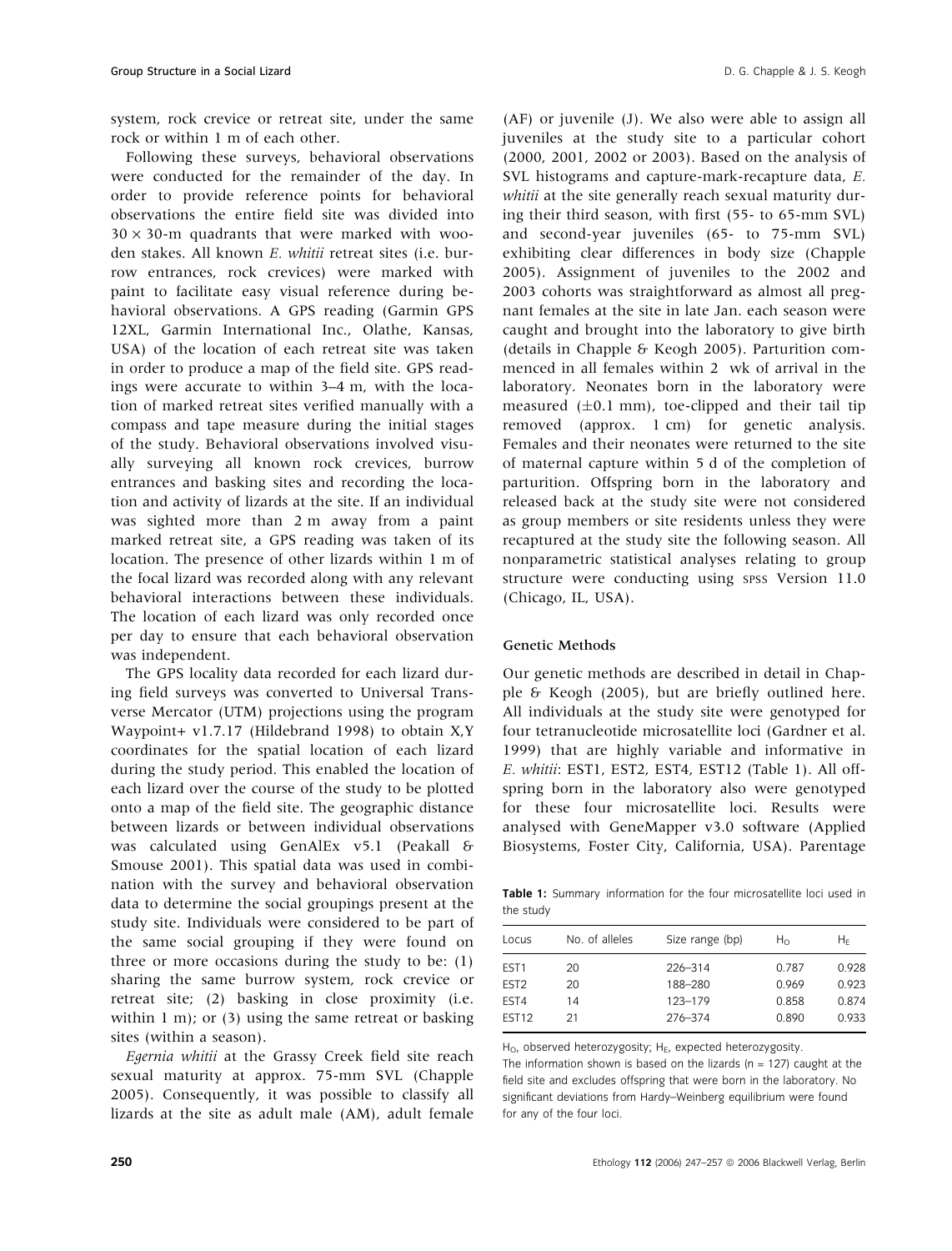system, rock crevice or retreat site, under the same rock or within 1 m of each other.

Following these surveys, behavioral observations were conducted for the remainder of the day. In order to provide reference points for behavioral observations the entire field site was divided into 30 × 30-m quadrants that were marked with wooden stakes. All known *E. whitii* retreat sites (i.e. burrow entrances, rock crevices) were marked with paint to facilitate easy visual reference during behavioral observations. A GPS reading (Garmin GPS 12XL, Garmin International Inc., Olathe, Kansas, USA) of the location of each retreat site was taken in order to produce a map of the field site. GPS readings were accurate to within 3–4 m, with the location of marked retreat sites verified manually with a compass and tape measure during the initial stages of the study. Behavioral observations involved visually surveying all known rock crevices, burrow entrances and basking sites and recording the location and activity of lizards at the site. If an individual was sighted more than 2 m away from a paint marked retreat site, a GPS reading was taken of its location. The presence of other lizards within 1 m of the focal lizard was recorded along with any relevant behavioral interactions between these individuals. The location of each lizard was only recorded once per day to ensure that each behavioral observation was independent.

The GPS locality data recorded for each lizard during field surveys was converted to Universal Transverse Mercator (UTM) projections using the program Waypoint+ v1.7.17 (Hildebrand 1998) to obtain X,Y coordinates for the spatial location of each lizard during the study period. This enabled the location of each lizard over the course of the study to be plotted onto a map of the field site. The geographic distance between lizards or between individual observations was calculated using GenAlEx v5.1 (Peakall & Smouse 2001). This spatial data was used in combination with the survey and behavioral observation data to determine the social groupings present at the study site. Individuals were considered to be part of the same social grouping if they were found on three or more occasions during the study to be: (1) sharing the same burrow system, rock crevice or retreat site; (2) basking in close proximity (i.e. within 1 m); or (3) using the same retreat or basking sites (within a season).

*Egernia whitii* at the Grassy Creek field site reach sexual maturity at approx. 75-mm SVL (Chapple 2005). Consequently, it was possible to classify all lizards at the site as adult male (AM), adult female (AF) or juvenile (J). We also were able to assign all juveniles at the study site to a particular cohort (2000, 2001, 2002 or 2003). Based on the analysis of SVL histograms and capture-mark-recapture data, *E. whitii* at the site generally reach sexual maturity during their third season, with first (55- to 65-mm SVL) and second-year juveniles (65- to 75-mm SVL) exhibiting clear differences in body size (Chapple 2005). Assignment of juveniles to the 2002 and 2003 cohorts was straightforward as almost all pregnant females at the site in late Jan. each season were caught and brought into the laboratory to give birth (details in Chapple & Keogh 2005). Parturition commenced in all females within 2 wk of arrival in the laboratory. Neonates born in the laboratory were measured (±0.1 mm), toe-clipped and their tail tip removed (approx. 1 cm) for genetic analysis. Females and their neonates were returned to the site of maternal capture within 5 d of the completion of parturition. Offspring born in the laboratory and released back at the study site were not considered as group members or site residents unless they were recaptured at the study site the following season. All nonparametric statistical analyses relating to group structure were conducting using SPSS Version 11.0 (Chicago, IL, USA).

### Genetic Methods

Our genetic methods are described in detail in Chapple & Keogh (2005), but are briefly outlined here. All individuals at the study site were genotyped for four tetranucleotide microsatellite loci (Gardner et al. 1999) that are highly variable and informative in *E. whitii*: EST1, EST2, EST4, EST12 (Table 1). All offspring born in the laboratory also were genotyped for these four microsatellite loci. Results were analysed with GeneMapper v3.0 software (Applied Biosystems, Foster City, California, USA). Parentage

**Table 1:** Summary information for the four microsatellite loci used in the study

| Locus | No. of alleles | Size range (bp) | $H_O$ | $H_E$ |
|---|---|---|---|---|
| EST1 | 20 | 226–314 | 0.787 | 0.928 |
| EST2 | 20 | 188–280 | 0.969 | 0.923 |
| EST4 | 14 | 123–179 | 0.858 | 0.874 |
| EST12 | 21 | 276–374 | 0.890 | 0.933 |

$H_O$, observed heterozygosity; $H_E$, expected heterozygosity.
The information shown is based on the lizards (n = 127) caught at the field site and excludes offspring that were born in the laboratory. No significant deviations from Hardy–Weinberg equilibrium were found for any of the four loci.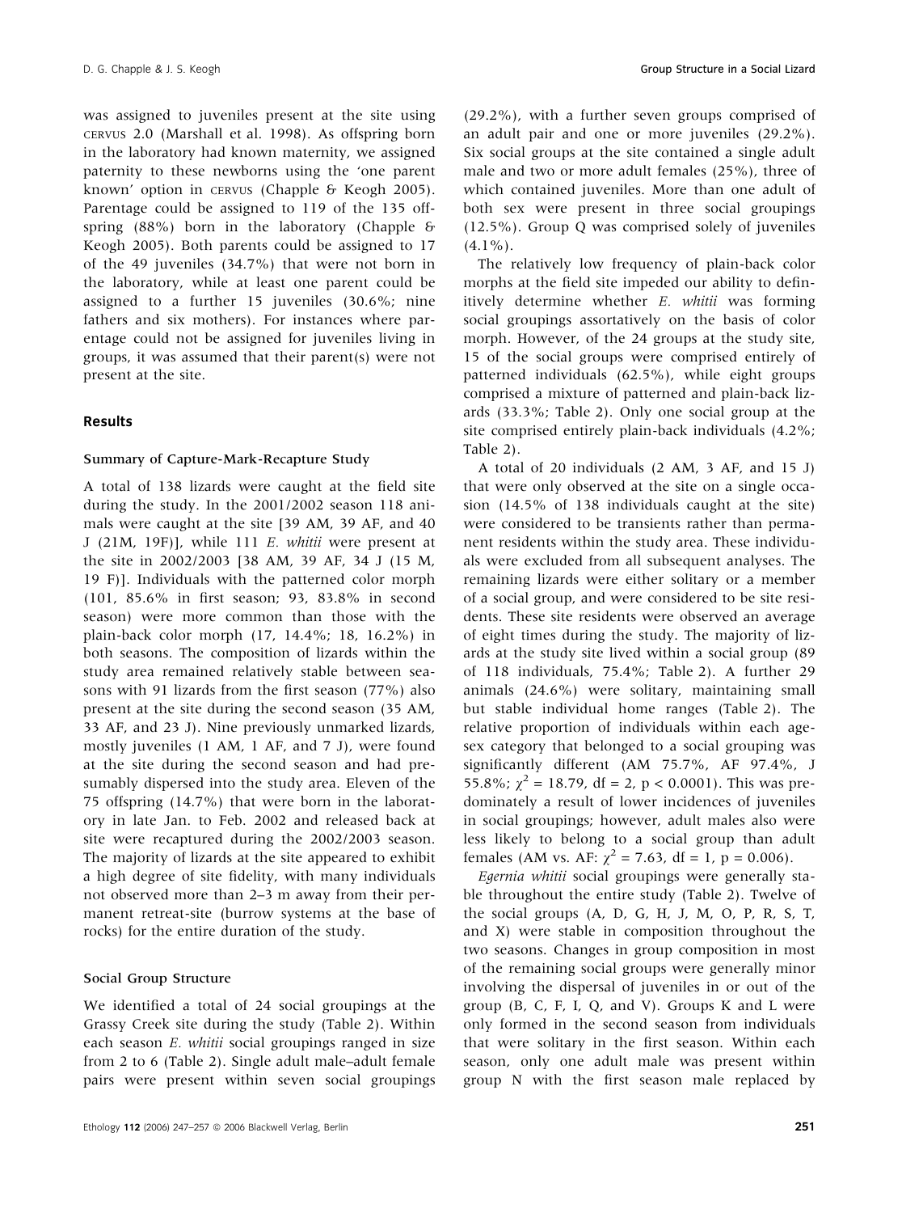was assigned to juveniles present at the site using CERVUS 2.0 (Marshall et al. 1998). As offspring born in the laboratory had known maternity, we assigned paternity to these newborns using the 'one parent known' option in CERVUS (Chapple & Keogh 2005). Parentage could be assigned to 119 of the 135 offspring (88%) born in the laboratory (Chapple & Keogh 2005). Both parents could be assigned to 17 of the 49 juveniles (34.7%) that were not born in the laboratory, while at least one parent could be assigned to a further 15 juveniles (30.6%; nine fathers and six mothers). For instances where parentage could not be assigned for juveniles living in groups, it was assumed that their parent(s) were not present at the site.

## Results

### Summary of Capture-Mark-Recapture Study

A total of 138 lizards were caught at the field site during the study. In the 2001/2002 season 118 animals were caught at the site [39 AM, 39 AF, and 40 J (21M, 19F)], while 111 *E. whitii* were present at the site in 2002/2003 [38 AM, 39 AF, 34 J (15 M, 19 F)]. Individuals with the patterned color morph (101, 85.6% in first season; 93, 83.8% in second season) were more common than those with the plain-back color morph (17, 14.4%; 18, 16.2%) in both seasons. The composition of lizards within the study area remained relatively stable between seasons with 91 lizards from the first season (77%) also present at the site during the second season (35 AM, 33 AF, and 23 J). Nine previously unmarked lizards, mostly juveniles (1 AM, 1 AF, and 7 J), were found at the site during the second season and had presumably dispersed into the study area. Eleven of the 75 offspring (14.7%) that were born in the laboratory in late Jan. to Feb. 2002 and released back at site were recaptured during the 2002/2003 season. The majority of lizards at the site appeared to exhibit a high degree of site fidelity, with many individuals not observed more than 2–3 m away from their permanent retreat-site (burrow systems at the base of rocks) for the entire duration of the study.

### Social Group Structure

We identified a total of 24 social groupings at the Grassy Creek site during the study (Table 2). Within each season *E. whitii* social groupings ranged in size from 2 to 6 (Table 2). Single adult male–adult female pairs were present within seven social groupings (29.2%), with a further seven groups comprised of an adult pair and one or more juveniles (29.2%). Six social groups at the site contained a single adult male and two or more adult females (25%), three of which contained juveniles. More than one adult of both sex were present in three social groupings (12.5%). Group Q was comprised solely of juveniles (4.1%).

The relatively low frequency of plain-back color morphs at the field site impeded our ability to definitively determine whether *E. whitii* was forming social groupings assortatively on the basis of color morph. However, of the 24 groups at the study site, 15 of the social groups were comprised entirely of patterned individuals (62.5%), while eight groups comprised a mixture of patterned and plain-back lizards (33.3%; Table 2). Only one social group at the site comprised entirely plain-back individuals (4.2%; Table 2).

A total of 20 individuals (2 AM, 3 AF, and 15 J) that were only observed at the site on a single occasion (14.5% of 138 individuals caught at the site) were considered to be transients rather than permanent residents within the study area. These individuals were excluded from all subsequent analyses. The remaining lizards were either solitary or a member of a social group, and were considered to be site residents. These site residents were observed an average of eight times during the study. The majority of lizards at the study site lived within a social group (89 of 118 individuals, 75.4%; Table 2). A further 29 animals (24.6%) were solitary, maintaining small but stable individual home ranges (Table 2). The relative proportion of individuals within each age-sex category that belonged to a social grouping was significantly different (AM 75.7%, AF 97.4%, J 55.8%; $\chi^2 = 18.79$, df = 2, $p < 0.0001$). This was predominately a result of lower incidences of juveniles in social groupings; however, adult males also were less likely to belong to a social group than adult females (AM vs. AF: $\chi^2 = 7.63$, df = 1, $p = 0.006$).

*Egernia whitii* social groupings were generally stable throughout the entire study (Table 2). Twelve of the social groups (A, D, G, H, J, M, O, P, R, S, T, and X) were stable in composition throughout the two seasons. Changes in group composition in most of the remaining social groups were generally minor involving the dispersal of juveniles in or out of the group (B, C, F, I, Q, and V). Groups K and L were only formed in the second season from individuals that were solitary in the first season. Within each season, only one adult male was present within group N with the first season male replaced by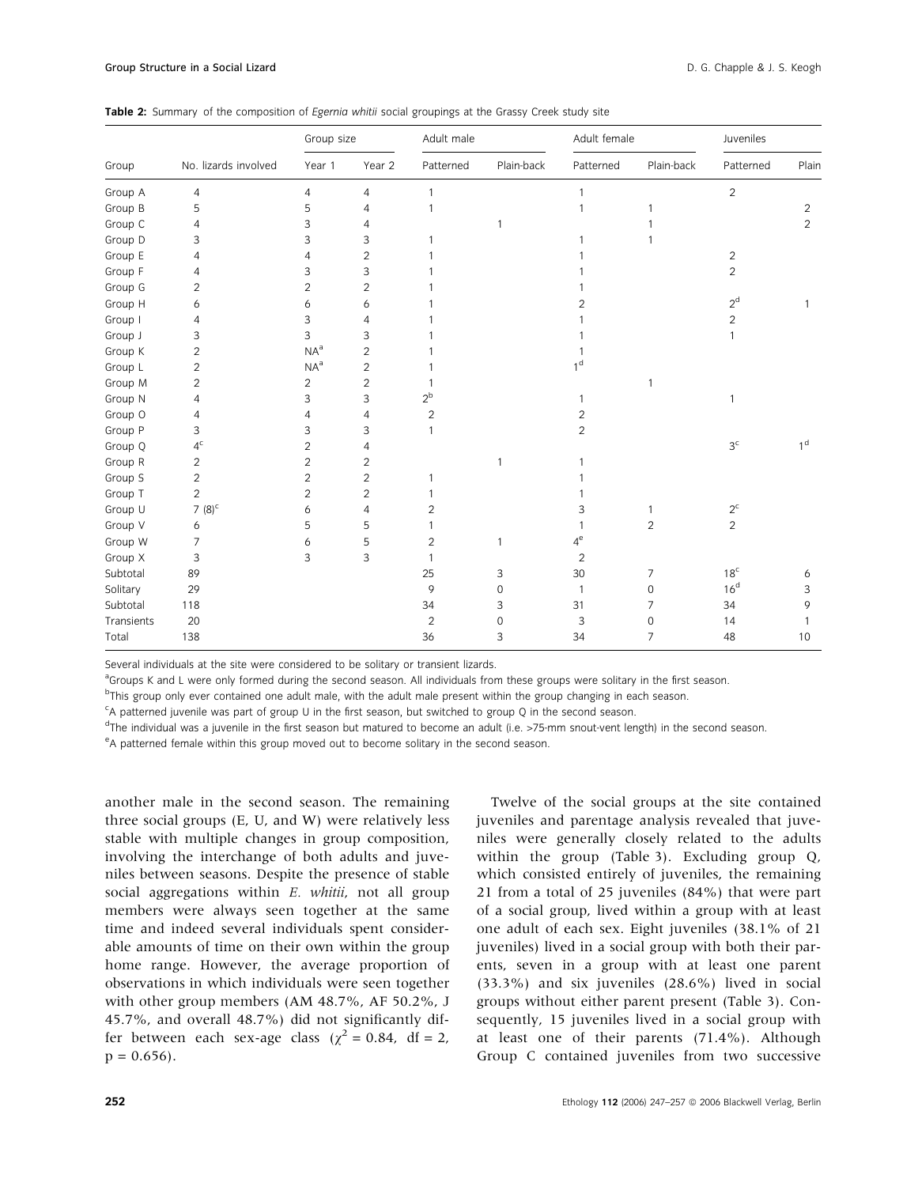**Table 2:** Summary of the composition of *Egernia whitii* social groupings at the Grassy Creek study site

| Group | No. lizards involved | Group size | | Adult male | | Adult female | | Juveniles | |
|---|---|---|---|---|---|---|---|---|---|
| | | Year 1 | Year 2 | Patterned | Plain-back | Patterned | Plain-back | Patterned | Plain |
| Group A | 4 | 4 | 4 | 1 | | 1 | | 2 | |
| Group B | 5 | 5 | 4 | 1 | | 1 | 1 | | 2 |
| Group C | 4 | 3 | 4 | | 1 | | 1 | | 2 |
| Group D | 3 | 3 | 3 | 1 | | 1 | 1 | | |
| Group E | 4 | 4 | 2 | 1 | | 1 | | 2 | |
| Group F | 4 | 3 | 3 | 1 | | 1 | | 2 | |
| Group G | 2 | 2 | 2 | 1 | | 1 | | | |
| Group H | 6 | 6 | 6 | 1 | | 2 | | 2[d] | 1 |
| Group I | 4 | 3 | 4 | 1 | | 1 | | 2 | |
| Group J | 3 | 3 | 3 | 1 | | 1 | | 1 | |
| Group K | 2 | NA[a] | 2 | 1 | | 1 | | | |
| Group L | 2 | NA[a] | 2 | 1 | | 1[d] | | | |
| Group M | 2 | 2 | 2 | 1 | | | 1 | | |
| Group N | 4 | 3 | 3 | 2[b] | | 1 | | 1 | |
| Group O | 4 | 4 | 4 | 2 | | 2 | | | |
| Group P | 3 | 3 | 3 | 1 | | 2 | | | |
| Group Q | 4[c] | 2 | 4 | | | | | 3[c] | 1[d] |
| Group R | 2 | 2 | 2 | | 1 | 1 | | | |
| Group S | 2 | 2 | 2 | 1 | | 1 | | | |
| Group T | 2 | 2 | 2 | 1 | | 1 | | | |
| Group U | 7 (8)[c] | 6 | 4 | 2 | | 3 | 1 | 2[c] | |
| Group V | 6 | 5 | 5 | 1 | | 1 | 2 | 2 | |
| Group W | 7 | 6 | 5 | 2 | 1 | 4[e] | | | |
| Group X | 3 | 3 | 3 | 1 | | 2 | | | |
| Subtotal | 89 | | | 25 | 3 | 30 | 7 | 18[c] | 6 |
| Solitary | 29 | | | 9 | 0 | 1 | 0 | 16[d] | 3 |
| Subtotal | 118 | | | 34 | 3 | 31 | 7 | 34 | 9 |
| Transients | 20 | | | 2 | 0 | 3 | 0 | 14 | 1 |
| Total | 138 | | | 36 | 3 | 34 | 7 | 48 | 10 |

Several individuals at the site were considered to be solitary or transient lizards.

[a]Groups K and L were only formed during the second season. All individuals from these groups were solitary in the first season.

[b]This group only ever contained one adult male, with the adult male present within the group changing in each season.

[c]A patterned juvenile was part of group U in the first season, but switched to group Q in the second season.

[d]The individual was a juvenile in the first season but matured to become an adult (i.e. >75-mm snout-vent length) in the second season.

[e]A patterned female within this group moved out to become solitary in the second season.

another male in the second season. The remaining three social groups (E, U, and W) were relatively less stable with multiple changes in group composition, involving the interchange of both adults and juveniles between seasons. Despite the presence of stable social aggregations within *E. whitii*, not all group members were always seen together at the same time and indeed several individuals spent considerable amounts of time on their own within the group home range. However, the average proportion of observations in which individuals were seen together with other group members (AM 48.7%, AF 50.2%, J 45.7%, and overall 48.7%) did not significantly differ between each sex-age class ($\chi^2 = 0.84$, df = 2, $p = 0.656$).

Twelve of the social groups at the site contained juveniles and parentage analysis revealed that juveniles were generally closely related to the adults within the group (Table 3). Excluding group Q, which consisted entirely of juveniles, the remaining 21 from a total of 25 juveniles (84%) that were part of a social group, lived within a group with at least one adult of each sex. Eight juveniles (38.1% of 21 juveniles) lived in a social group with both their parents, seven in a group with at least one parent (33.3%) and six juveniles (28.6%) lived in social groups without either parent present (Table 3). Consequently, 15 juveniles lived in a social group with at least one of their parents (71.4%). Although Group C contained juveniles from two successive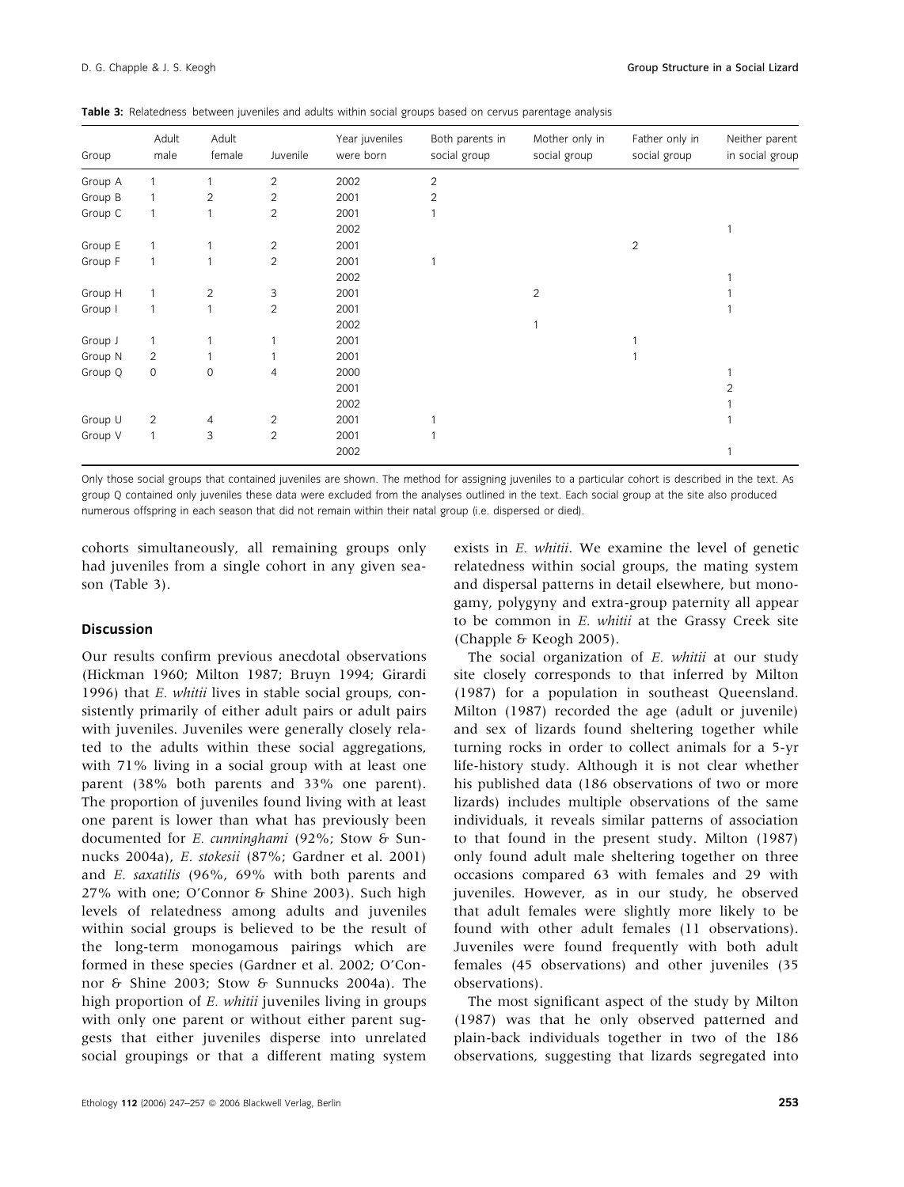**Table 3:** Relatedness between juveniles and adults within social groups based on cervus parentage analysis

| Group | Adult male | Adult female | Juvenile | Year juveniles were born | Both parents in social group | Mother only in social group | Father only in social group | Neither parent in social group |
|---|---|---|---|---|---|---|---|---|
| Group A | 1 | 1 | 2 | 2002 | 2 | | | |
| Group B | 1 | 2 | 2 | 2001 | 2 | | | |
| Group C | 1 | 1 | 2 | 2001 | 1 | | | |
| | | | | 2002 | | | | 1 |
| Group E | 1 | 1 | 2 | 2001 | | | 2 | |
| Group F | 1 | 1 | 2 | 2001 | 1 | | | |
| | | | | 2002 | | | | 1 |
| Group H | 1 | 2 | 3 | 2001 | | 2 | | 1 |
| Group I | 1 | 1 | 2 | 2001 | | | | 1 |
| | | | | 2002 | | 1 | | |
| Group J | 1 | 1 | 1 | 2001 | | | 1 | |
| Group N | 2 | 1 | 1 | 2001 | | | 1 | |
| Group Q | 0 | 0 | 4 | 2000 | | | | 1 |
| | | | | 2001 | | | | 2 |
| | | | | 2002 | | | | 1 |
| Group U | 2 | 4 | 2 | 2001 | 1 | | | 1 |
| Group V | 1 | 3 | 2 | 2001 | 1 | | | |
| | | | | 2002 | | | | 1 |

Only those social groups that contained juveniles are shown. The method for assigning juveniles to a particular cohort is described in the text. As group Q contained only juveniles these data were excluded from the analyses outlined in the text. Each social group at the site also produced numerous offspring in each season that did not remain within their natal group (i.e. dispersed or died).

cohorts simultaneously, all remaining groups only had juveniles from a single cohort in any given season (Table 3).

## Discussion

Our results confirm previous anecdotal observations (Hickman 1960; Milton 1987; Bruyn 1994; Girardi 1996) that *E. whitii* lives in stable social groups, consistently primarily of either adult pairs or adult pairs with juveniles. Juveniles were generally closely related to the adults within these social aggregations, with 71% living in a social group with at least one parent (38% both parents and 33% one parent). The proportion of juveniles found living with at least one parent is lower than what has previously been documented for *E. cunninghami* (92%; Stow & Sunnucks 2004a), *E. stokesii* (87%; Gardner et al. 2001) and *E. saxatilis* (96%, 69% with both parents and 27% with one; O'Connor & Shine 2003). Such high levels of relatedness among adults and juveniles within social groups is believed to be the result of the long-term monogamous pairings which are formed in these species (Gardner et al. 2002; O'Connor & Shine 2003; Stow & Sunnucks 2004a). The high proportion of *E. whitii* juveniles living in groups with only one parent or without either parent suggests that either juveniles disperse into unrelated social groupings or that a different mating system exists in *E. whitii*. We examine the level of genetic relatedness within social groups, the mating system and dispersal patterns in detail elsewhere, but monogamy, polygyny and extra-group paternity all appear to be common in *E. whitii* at the Grassy Creek site (Chapple & Keogh 2005).

The social organization of *E. whitii* at our study site closely corresponds to that inferred by Milton (1987) for a population in southeast Queensland. Milton (1987) recorded the age (adult or juvenile) and sex of lizards found sheltering together while turning rocks in order to collect animals for a 5-yr life-history study. Although it is not clear whether his published data (186 observations of two or more lizards) includes multiple observations of the same individuals, it reveals similar patterns of association to that found in the present study. Milton (1987) only found adult male sheltering together on three occasions compared 63 with females and 29 with juveniles. However, as in our study, he observed that adult females were slightly more likely to be found with other adult females (11 observations). Juveniles were found frequently with both adult females (45 observations) and other juveniles (35 observations).

The most significant aspect of the study by Milton (1987) was that he only observed patterned and plain-back individuals together in two of the 186 observations, suggesting that lizards segregated into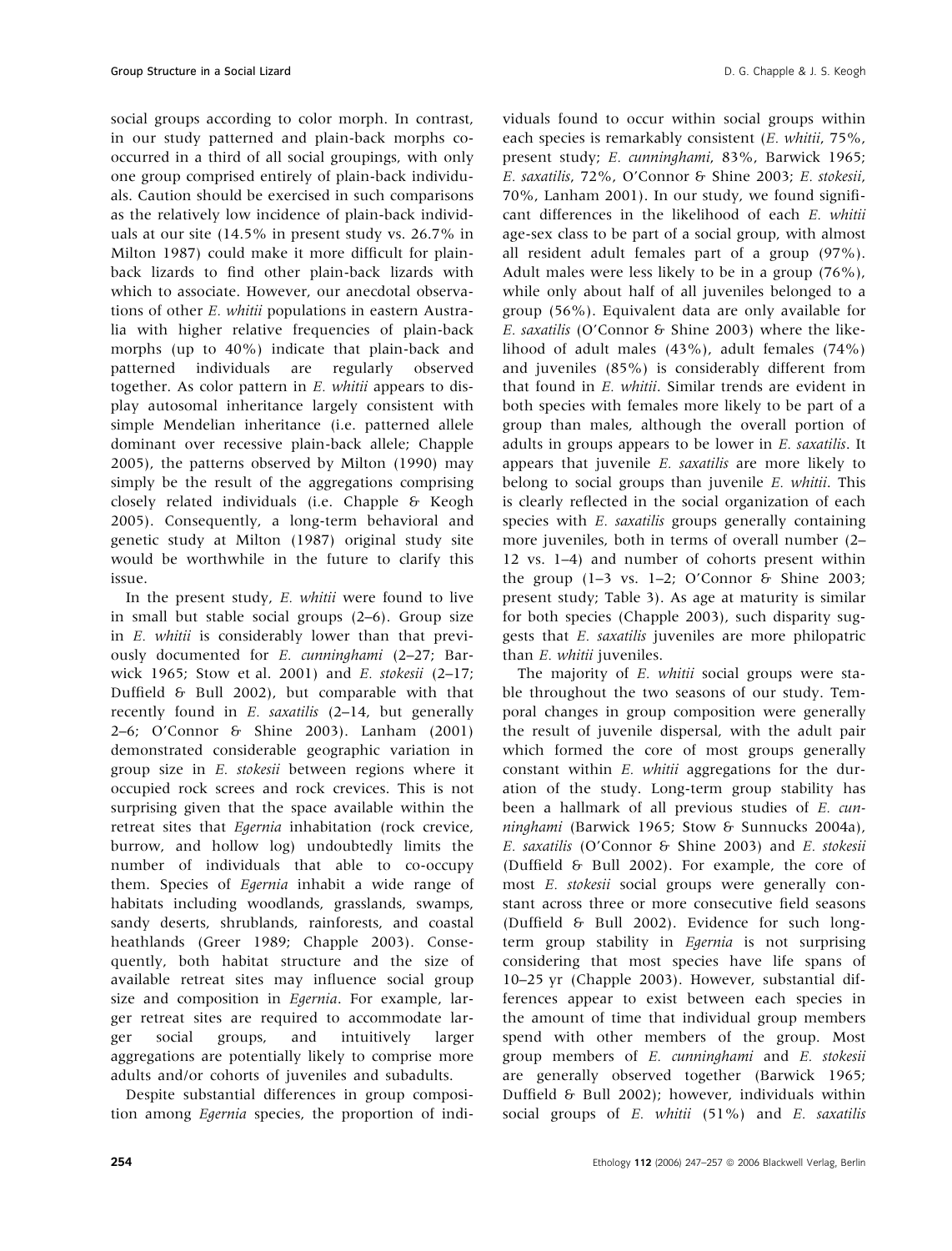social groups according to color morph. In contrast, in our study patterned and plain-back morphs co-occurred in a third of all social groupings, with only one group comprised entirely of plain-back individuals. Caution should be exercised in such comparisons as the relatively low incidence of plain-back individuals at our site (14.5% in present study vs. 26.7% in Milton 1987) could make it more difficult for plain-back lizards to find other plain-back lizards with which to associate. However, our anecdotal observations of other *E. whitii* populations in eastern Australia with higher relative frequencies of plain-back morphs (up to 40%) indicate that plain-back and patterned individuals are regularly observed together. As color pattern in *E. whitii* appears to display autosomal inheritance largely consistent with simple Mendelian inheritance (i.e. patterned allele dominant over recessive plain-back allele; Chapple 2005), the patterns observed by Milton (1990) may simply be the result of the aggregations comprising closely related individuals (i.e. Chapple & Keogh 2005). Consequently, a long-term behavioral and genetic study at Milton (1987) original study site would be worthwhile in the future to clarify this issue.

In the present study, *E. whitii* were found to live in small but stable social groups (2–6). Group size in *E. whitii* is considerably lower than that previously documented for *E. cunninghami* (2–27; Barwick 1965; Stow et al. 2001) and *E. stokesii* (2–17; Duffield & Bull 2002), but comparable with that recently found in *E. saxatilis* (2–14, but generally 2–6; O'Connor & Shine 2003). Lanham (2001) demonstrated considerable geographic variation in group size in *E. stokesii* between regions where it occupied rock screes and rock crevices. This is not surprising given that the space available within the retreat sites that *Egernia* inhabitation (rock crevice, burrow, and hollow log) undoubtedly limits the number of individuals that able to co-occupy them. Species of *Egernia* inhabit a wide range of habitats including woodlands, grasslands, swamps, sandy deserts, shrublands, rainforests, and coastal heathlands (Greer 1989; Chapple 2003). Consequently, both habitat structure and the size of available retreat sites may influence social group size and composition in *Egernia*. For example, larger retreat sites are required to accommodate larger social groups, and intuitively larger aggregations are potentially likely to comprise more adults and/or cohorts of juveniles and subadults.

Despite substantial differences in group composition among *Egernia* species, the proportion of individuals found to occur within social groups within each species is remarkably consistent (*E. whitii*, 75%, present study; *E. cunninghami*, 83%, Barwick 1965; *E. saxatilis*, 72%, O'Connor & Shine 2003; *E. stokesii*, 70%, Lanham 2001). In our study, we found significant differences in the likelihood of each *E. whitii* age-sex class to be part of a social group, with almost all resident adult females part of a group (97%). Adult males were less likely to be in a group (76%), while only about half of all juveniles belonged to a group (56%). Equivalent data are only available for *E. saxatilis* (O'Connor & Shine 2003) where the likelihood of adult males (43%), adult females (74%) and juveniles (85%) is considerably different from that found in *E. whitii*. Similar trends are evident in both species with females more likely to be part of a group than males, although the overall portion of adults in groups appears to be lower in *E. saxatilis*. It appears that juvenile *E. saxatilis* are more likely to belong to social groups than juvenile *E. whitii*. This is clearly reflected in the social organization of each species with *E. saxatilis* groups generally containing more juveniles, both in terms of overall number (2–12 vs. 1–4) and number of cohorts present within the group (1–3 vs. 1–2; O'Connor & Shine 2003; present study; Table 3). As age at maturity is similar for both species (Chapple 2003), such disparity suggests that *E. saxatilis* juveniles are more philopatric than *E. whitii* juveniles.

The majority of *E. whitii* social groups were stable throughout the two seasons of our study. Temporal changes in group composition were generally the result of juvenile dispersal, with the adult pair which formed the core of most groups generally constant within *E. whitii* aggregations for the duration of the study. Long-term group stability has been a hallmark of all previous studies of *E. cunninghami* (Barwick 1965; Stow & Sunnucks 2004a), *E. saxatilis* (O'Connor & Shine 2003) and *E. stokesii* (Duffield & Bull 2002). For example, the core of most *E. stokesii* social groups were generally constant across three or more consecutive field seasons (Duffield & Bull 2002). Evidence for such long-term group stability in *Egernia* is not surprising considering that most species have life spans of 10–25 yr (Chapple 2003). However, substantial differences appear to exist between each species in the amount of time that individual group members spend with other members of the group. Most group members of *E. cunninghami* and *E. stokesii* are generally observed together (Barwick 1965; Duffield & Bull 2002); however, individuals within social groups of *E. whitii* (51%) and *E. saxatilis*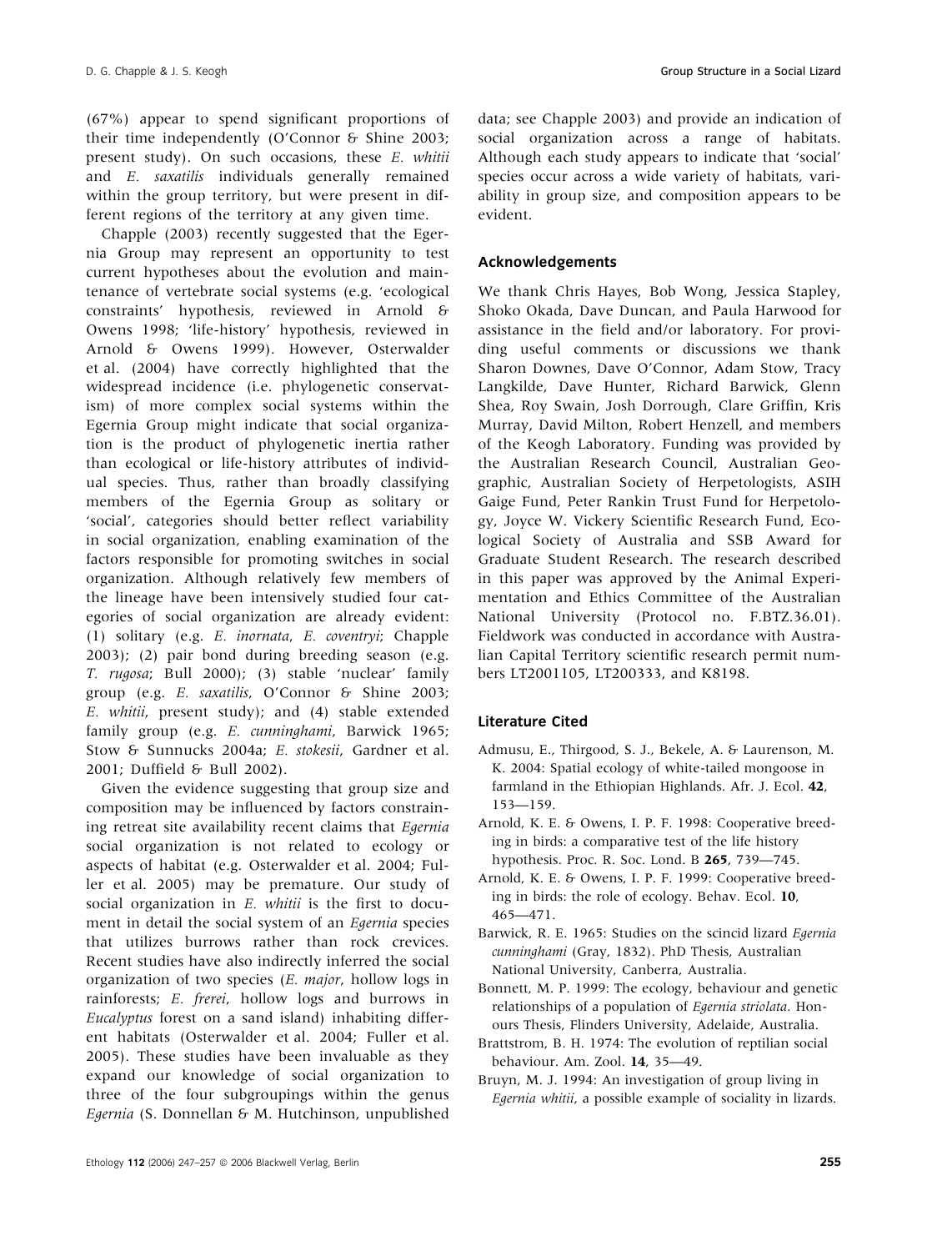(67%) appear to spend significant proportions of their time independently (O'Connor & Shine 2003; present study). On such occasions, these *E. whitii* and *E. saxatilis* individuals generally remained within the group territory, but were present in different regions of the territory at any given time.

Chapple (2003) recently suggested that the Egernia Group may represent an opportunity to test current hypotheses about the evolution and maintenance of vertebrate social systems (e.g. 'ecological constraints' hypothesis, reviewed in Arnold & Owens 1998; 'life-history' hypothesis, reviewed in Arnold & Owens 1999). However, Osterwalder et al. (2004) have correctly highlighted that the widespread incidence (i.e. phylogenetic conservatism) of more complex social systems within the Egernia Group might indicate that social organization is the product of phylogenetic inertia rather than ecological or life-history attributes of individual species. Thus, rather than broadly classifying members of the Egernia Group as solitary or 'social', categories should better reflect variability in social organization, enabling examination of the factors responsible for promoting switches in social organization. Although relatively few members of the lineage have been intensively studied four categories of social organization are already evident: (1) solitary (e.g. *E. inornata*, *E. coventryi*; Chapple 2003); (2) pair bond during breeding season (e.g. *T. rugosa*; Bull 2000); (3) stable 'nuclear' family group (e.g. *E. saxatilis*, O'Connor & Shine 2003; *E. whitii*, present study); and (4) stable extended family group (e.g. *E. cunninghami*, Barwick 1965; Stow & Sunnucks 2004a; *E. stokesii*, Gardner et al. 2001; Duffield & Bull 2002).

Given the evidence suggesting that group size and composition may be influenced by factors constraining retreat site availability recent claims that *Egernia* social organization is not related to ecology or aspects of habitat (e.g. Osterwalder et al. 2004; Fuller et al. 2005) may be premature. Our study of social organization in *E. whitii* is the first to document in detail the social system of an *Egernia* species that utilizes burrows rather than rock crevices. Recent studies have also indirectly inferred the social organization of two species (*E. major*, hollow logs in rainforests; *E. frerei*, hollow logs and burrows in *Eucalyptus* forest on a sand island) inhabiting different habitats (Osterwalder et al. 2004; Fuller et al. 2005). These studies have been invaluable as they expand our knowledge of social organization to three of the four subgroupings within the genus *Egernia* (S. Donnellan & M. Hutchinson, unpublished data; see Chapple 2003) and provide an indication of social organization across a range of habitats. Although each study appears to indicate that 'social' species occur across a wide variety of habitats, variability in group size, and composition appears to be evident.

## Acknowledgements

We thank Chris Hayes, Bob Wong, Jessica Stapley, Shoko Okada, Dave Duncan, and Paula Harwood for assistance in the field and/or laboratory. For providing useful comments or discussions we thank Sharon Downes, Dave O'Connor, Adam Stow, Tracy Langkilde, Dave Hunter, Richard Barwick, Glenn Shea, Roy Swain, Josh Dorrough, Clare Griffin, Kris Murray, David Milton, Robert Henzell, and members of the Keogh Laboratory. Funding was provided by the Australian Research Council, Australian Geographic, Australian Society of Herpetologists, ASIH Gaige Fund, Peter Rankin Trust Fund for Herpetology, Joyce W. Vickery Scientific Research Fund, Ecological Society of Australia and SSB Award for Graduate Student Research. The research described in this paper was approved by the Animal Experimentation and Ethics Committee of the Australian National University (Protocol no. F.BTZ.36.01). Fieldwork was conducted in accordance with Australian Capital Territory scientific research permit numbers LT2001105, LT200333, and K8198.

## Literature Cited

Admusu, E., Thirgood, S. J., Bekele, A. & Laurenson, M. K. 2004: Spatial ecology of white-tailed mongoose in farmland in the Ethiopian Highlands. Afr. J. Ecol. **42**, 153—159.

Arnold, K. E. & Owens, I. P. F. 1998: Cooperative breeding in birds: a comparative test of the life history hypothesis. Proc. R. Soc. Lond. B **265**, 739—745.

Arnold, K. E. & Owens, I. P. F. 1999: Cooperative breeding in birds: the role of ecology. Behav. Ecol. **10**, 465—471.

Barwick, R. E. 1965: Studies on the scincid lizard *Egernia cunninghami* (Gray, 1832). PhD Thesis, Australian National University, Canberra, Australia.

Bonnett, M. P. 1999: The ecology, behaviour and genetic relationships of a population of *Egernia striolata*. Honours Thesis, Flinders University, Adelaide, Australia.

Brattstrom, B. H. 1974: The evolution of reptilian social behaviour. Am. Zool. **14**, 35—49.

Bruyn, M. J. 1994: An investigation of group living in *Egernia whitii*, a possible example of sociality in lizards.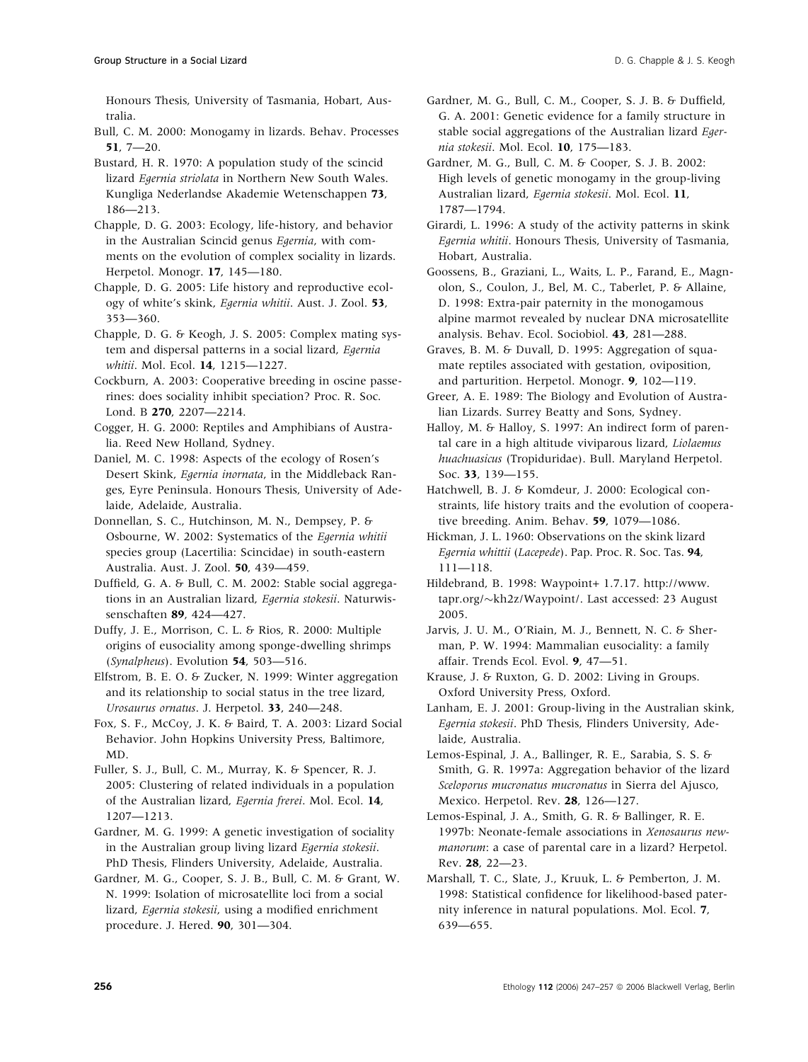Honours Thesis, University of Tasmania, Hobart, Australia.

Bull, C. M. 2000: Monogamy in lizards. Behav. Processes **51**, 7—20.

Bustard, H. R. 1970: A population study of the scincid lizard *Egernia striolata* in Northern New South Wales. Kungliga Nederlandse Akademie Wetenschappen **73**, 186—213.

Chapple, D. G. 2003: Ecology, life-history, and behavior in the Australian Scincid genus *Egernia*, with comments on the evolution of complex sociality in lizards. Herpetol. Monogr. **17**, 145—180.

Chapple, D. G. 2005: Life history and reproductive ecology of white's skink, *Egernia whitii*. Aust. J. Zool. **53**, 353—360.

Chapple, D. G. & Keogh, J. S. 2005: Complex mating system and dispersal patterns in a social lizard, *Egernia whitii*. Mol. Ecol. **14**, 1215—1227.

Cockburn, A. 2003: Cooperative breeding in oscine passerines: does sociality inhibit speciation? Proc. R. Soc. Lond. B **270**, 2207—2214.

Cogger, H. G. 2000: Reptiles and Amphibians of Australia. Reed New Holland, Sydney.

Daniel, M. C. 1998: Aspects of the ecology of Rosen's Desert Skink, *Egernia inornata*, in the Middleback Ranges, Eyre Peninsula. Honours Thesis, University of Adelaide, Adelaide, Australia.

Donnellan, S. C., Hutchinson, M. N., Dempsey, P. & Osbourne, W. 2002: Systematics of the *Egernia whitii* species group (Lacertilia: Scincidae) in south-eastern Australia. Aust. J. Zool. **50**, 439—459.

Duffield, G. A. & Bull, C. M. 2002: Stable social aggregations in an Australian lizard, *Egernia stokesii*. Naturwissenschaften **89**, 424—427.

Duffy, J. E., Morrison, C. L. & Rios, R. 2000: Multiple origins of eusociality among sponge-dwelling shrimps (*Synalpheus*). Evolution **54**, 503—516.

Elfstrom, B. E. O. & Zucker, N. 1999: Winter aggregation and its relationship to social status in the tree lizard, *Urosaurus ornatus*. J. Herpetol. **33**, 240—248.

Fox, S. F., McCoy, J. K. & Baird, T. A. 2003: Lizard Social Behavior. John Hopkins University Press, Baltimore, MD.

Fuller, S. J., Bull, C. M., Murray, K. & Spencer, R. J. 2005: Clustering of related individuals in a population of the Australian lizard, *Egernia frerei*. Mol. Ecol. **14**, 1207—1213.

Gardner, M. G. 1999: A genetic investigation of sociality in the Australian group living lizard *Egernia stokesii*. PhD Thesis, Flinders University, Adelaide, Australia.

Gardner, M. G., Cooper, S. J. B., Bull, C. M. & Grant, W. N. 1999: Isolation of microsatellite loci from a social lizard, *Egernia stokesii*, using a modified enrichment procedure. J. Hered. **90**, 301—304.

Gardner, M. G., Bull, C. M., Cooper, S. J. B. & Duffield, G. A. 2001: Genetic evidence for a family structure in stable social aggregations of the Australian lizard *Egernia stokesii*. Mol. Ecol. **10**, 175—183.

Gardner, M. G., Bull, C. M. & Cooper, S. J. B. 2002: High levels of genetic monogamy in the group-living Australian lizard, *Egernia stokesii*. Mol. Ecol. **11**, 1787—1794.

Girardi, L. 1996: A study of the activity patterns in skink *Egernia whitii*. Honours Thesis, University of Tasmania, Hobart, Australia.

Goossens, B., Graziani, L., Waits, L. P., Farand, E., Magnolon, S., Coulon, J., Bel, M. C., Taberlet, P. & Allaine, D. 1998: Extra-pair paternity in the monogamous alpine marmot revealed by nuclear DNA microsatellite analysis. Behav. Ecol. Sociobiol. **43**, 281—288.

Graves, B. M. & Duvall, D. 1995: Aggregation of squamate reptiles associated with gestation, oviposition, and parturition. Herpetol. Monogr. **9**, 102—119.

Greer, A. E. 1989: The Biology and Evolution of Australian Lizards. Surrey Beatty and Sons, Sydney.

Halloy, M. & Halloy, S. 1997: An indirect form of parental care in a high altitude viviparous lizard, *Liolaemus huachuasicus* (Tropiduridae). Bull. Maryland Herpetol. Soc. **33**, 139—155.

Hatchwell, B. J. & Komdeur, J. 2000: Ecological constraints, life history traits and the evolution of cooperative breeding. Anim. Behav. **59**, 1079—1086.

Hickman, J. L. 1960: Observations on the skink lizard *Egernia whittii* (*Lacepede*). Pap. Proc. R. Soc. Tas. **94**, 111—118.

Hildebrand, B. 1998: Waypoint+ 1.7.17. http://www.tapr.org/~kh2z/Waypoint/. Last accessed: 23 August 2005.

Jarvis, J. U. M., O'Riain, M. J., Bennett, N. C. & Sherman, P. W. 1994: Mammalian eusociality: a family affair. Trends Ecol. Evol. **9**, 47—51.

Krause, J. & Ruxton, G. D. 2002: Living in Groups. Oxford University Press, Oxford.

Lanham, E. J. 2001: Group-living in the Australian skink, *Egernia stokesii*. PhD Thesis, Flinders University, Adelaide, Australia.

Lemos-Espinal, J. A., Ballinger, R. E., Sarabia, S. S. & Smith, G. R. 1997a: Aggregation behavior of the lizard *Sceloporus mucronatus mucronatus* in Sierra del Ajusco, Mexico. Herpetol. Rev. **28**, 126—127.

Lemos-Espinal, J. A., Smith, G. R. & Ballinger, R. E. 1997b: Neonate-female associations in *Xenosaurus newmanorum*: a case of parental care in a lizard? Herpetol. Rev. **28**, 22—23.

Marshall, T. C., Slate, J., Kruuk, L. & Pemberton, J. M. 1998: Statistical confidence for likelihood-based paternity inference in natural populations. Mol. Ecol. **7**, 639—655.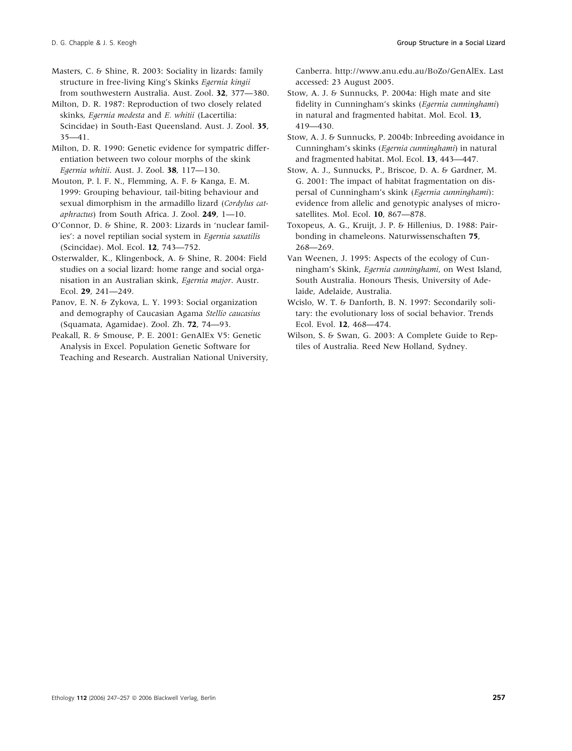Masters, C. & Shine, R. 2003: Sociality in lizards: family structure in free-living King's Skinks *Egernia kingii* from southwestern Australia. Aust. Zool. **32**, 377—380.

Milton, D. R. 1987: Reproduction of two closely related skinks, *Egernia modesta* and *E. whitii* (Lacertilia: Scincidae) in South-East Queensland. Aust. J. Zool. **35**, 35—41.

Milton, D. R. 1990: Genetic evidence for sympatric differentiation between two colour morphs of the skink *Egernia whitii*. Aust. J. Zool. **38**, 117—130.

Mouton, P. l. F. N., Flemming, A. F. & Kanga, E. M. 1999: Grouping behaviour, tail-biting behaviour and sexual dimorphism in the armadillo lizard (*Cordylus cataphractus*) from South Africa. J. Zool. **249**, 1—10.

O'Connor, D. & Shine, R. 2003: Lizards in 'nuclear families': a novel reptilian social system in *Egernia saxatilis* (Scincidae). Mol. Ecol. **12**, 743—752.

Osterwalder, K., Klingenbock, A. & Shine, R. 2004: Field studies on a social lizard: home range and social organisation in an Australian skink, *Egernia major*. Austr. Ecol. **29**, 241—249.

Panov, E. N. & Zykova, L. Y. 1993: Social organization and demography of Caucasian Agama *Stellio caucasius* (Squamata, Agamidae). Zool. Zh. **72**, 74—93.

Peakall, R. & Smouse, P. E. 2001: GenAlEx V5: Genetic Analysis in Excel. Population Genetic Software for Teaching and Research. Australian National University, Canberra. http://www.anu.edu.au/BoZo/GenAlEx. Last accessed: 23 August 2005.

Stow, A. J. & Sunnucks, P. 2004a: High mate and site fidelity in Cunningham's skinks (*Egernia cunninghami*) in natural and fragmented habitat. Mol. Ecol. **13**, 419—430.

Stow, A. J. & Sunnucks, P. 2004b: Inbreeding avoidance in Cunningham's skinks (*Egernia cunninghami*) in natural and fragmented habitat. Mol. Ecol. **13**, 443—447.

Stow, A. J., Sunnucks, P., Briscoe, D. A. & Gardner, M. G. 2001: The impact of habitat fragmentation on dispersal of Cunningham's skink (*Egernia cunninghami*): evidence from allelic and genotypic analyses of microsatellites. Mol. Ecol. **10**, 867—878.

Toxopeus, A. G., Kruijt, J. P. & Hillenius, D. 1988: Pair-bonding in chameleons. Naturwissenschaften **75**, 268—269.

Van Weenen, J. 1995: Aspects of the ecology of Cunningham's Skink, *Egernia cunninghami*, on West Island, South Australia. Honours Thesis, University of Adelaide, Adelaide, Australia.

Wcislo, W. T. & Danforth, B. N. 1997: Secondarily solitary: the evolutionary loss of social behavior. Trends Ecol. Evol. **12**, 468—474.

Wilson, S. & Swan, G. 2003: A Complete Guide to Reptiles of Australia. Reed New Holland, Sydney.